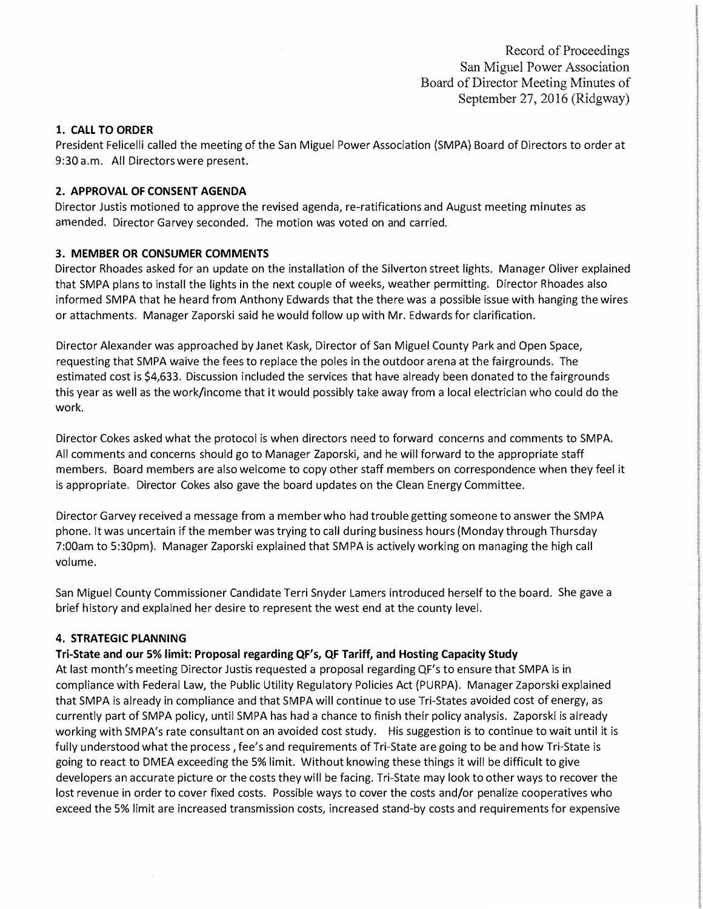Record of Proceedings
San Miguel Power Association
Board of Director Meeting Minutes of
September 27, 2016 (Ridgway)

## 1. CALL TO ORDER

President Felicelli called the meeting of the San Miguel Power Association (SMPA) Board of Directors to order at 9:30 a.m. All Directors were present.

## 2. APPROVAL OF CONSENT AGENDA

Director Justis motioned to approve the revised agenda, re-ratifications and August meeting minutes as amended. Director Garvey seconded. The motion was voted on and carried.

## 3. MEMBER OR CONSUMER COMMENTS

Director Rhoades asked for an update on the installation of the Silverton street lights. Manager Oliver explained that SMPA plans to install the lights in the next couple of weeks, weather permitting. Director Rhoades also informed SMPA that he heard from Anthony Edwards that the there was a possible issue with hanging the wires or attachments. Manager Zaporski said he would follow up with Mr. Edwards for clarification.

Director Alexander was approached by Janet Kask, Director of San Miguel County Park and Open Space, requesting that SMPA waive the fees to replace the poles in the outdoor arena at the fairgrounds. The estimated cost is $4,633. Discussion included the services that have already been donated to the fairgrounds this year as well as the work/income that it would possibly take away from a local electrician who could do the work.

Director Cokes asked what the protocol is when directors need to forward concerns and comments to SMPA. All comments and concerns should go to Manager Zaporski, and he will forward to the appropriate staff members. Board members are also welcome to copy other staff members on correspondence when they feel it is appropriate. Director Cokes also gave the board updates on the Clean Energy Committee.

Director Garvey received a message from a member who had trouble getting someone to answer the SMPA phone. It was uncertain if the member was trying to call during business hours (Monday through Thursday 7:00am to 5:30pm). Manager Zaporski explained that SMPA is actively working on managing the high call volume.

San Miguel County Commissioner Candidate Terri Snyder Lamers introduced herself to the board. She gave a brief history and explained her desire to represent the west end at the county level.

## 4. STRATEGIC PLANNING

### Tri-State and our 5% limit: Proposal regarding QF's, QF Tariff, and Hosting Capacity Study

At last month's meeting Director Justis requested a proposal regarding QF's to ensure that SMPA is in compliance with Federal Law, the Public Utility Regulatory Policies Act (PURPA). Manager Zaporski explained that SMPA is already in compliance and that SMPA will continue to use Tri-States avoided cost of energy, as currently part of SMPA policy, until SMPA has had a chance to finish their policy analysis. Zaporski is already working with SMPA's rate consultant on an avoided cost study. His suggestion is to continue to wait until it is fully understood what the process , fee's and requirements of Tri-State are going to be and how Tri-State is going to react to DMEA exceeding the 5% limit. Without knowing these things it will be difficult to give developers an accurate picture or the costs they will be facing. Tri-State may look to other ways to recover the lost revenue in order to cover fixed costs. Possible ways to cover the costs and/or penalize cooperatives who exceed the 5% limit are increased transmission costs, increased stand-by costs and requirements for expensive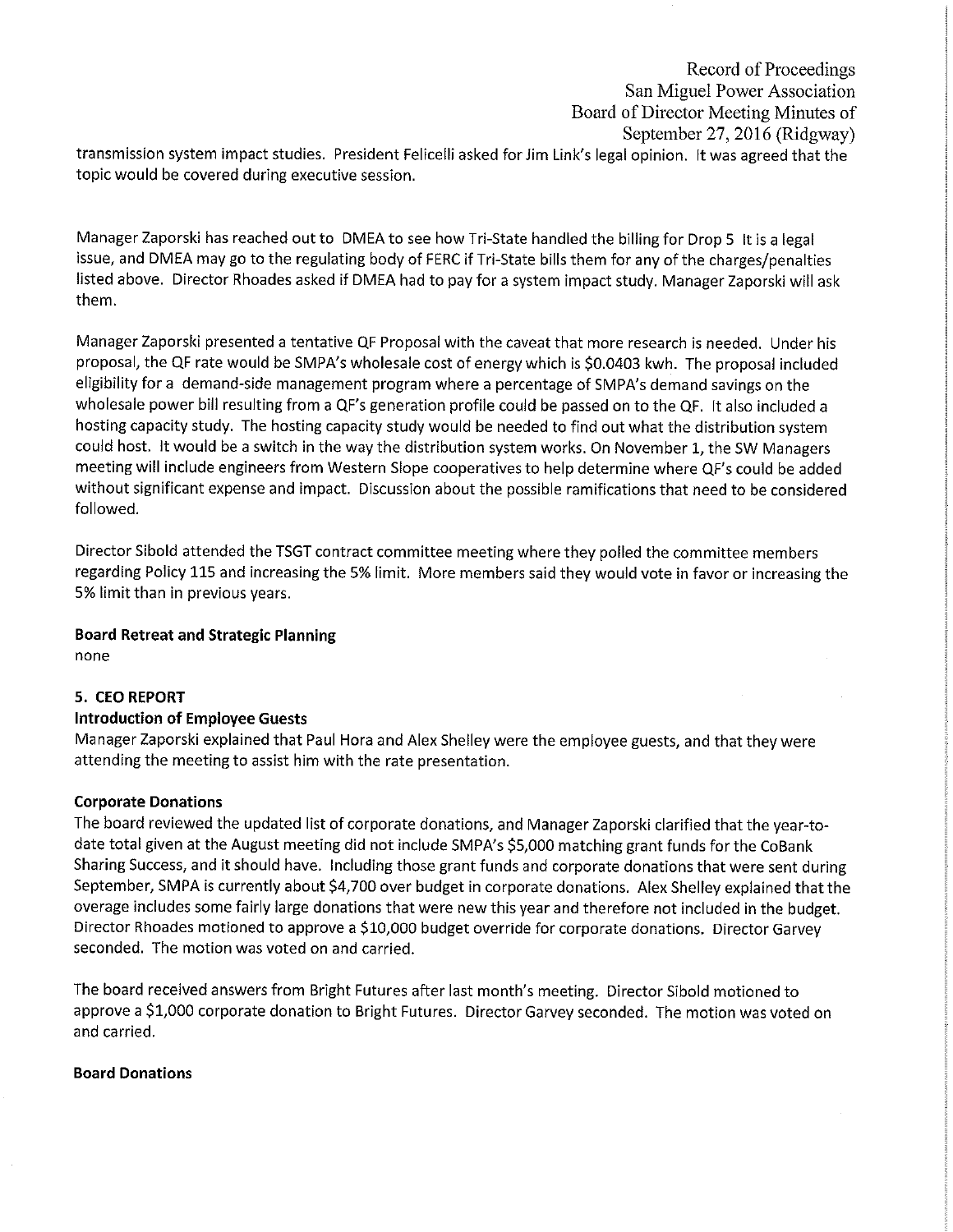transmission system impact studies. President Felicelli asked for Jim Link's legal opinion. It was agreed that the topic would be covered during executive session.

Manager Zaporski has reached out to DMEA to see how Tri-State handled the billing for Drop 5 It is a legal issue, and DMEA may go to the regulating body of FERC if Tri-State bills them for any of the charges/penalties listed above. Director Rhoades asked if DMEA had to pay for a system impact study. Manager Zaporski will ask them.

Manager Zaporski presented a tentative QF Proposal with the caveat that more research is needed. Under his proposal, the QF rate would be SMPA's wholesale cost of energy which is $0.0403 kwh. The proposal included eligibility for a demand-side management program where a percentage of SMPA's demand savings on the wholesale power bill resulting from a QF's generation profile could be passed on to the QF. It also included a hosting capacity study. The hosting capacity study would be needed to find out what the distribution system could host. It would be a switch in the way the distribution system works. On November 1, the SW Managers meeting will include engineers from Western Slope cooperatives to help determine where QF's could be added without significant expense and impact. Discussion about the possible ramifications that need to be considered followed.

Director Sibold attended the TSGT contract committee meeting where they polled the committee members regarding Policy 115 and increasing the 5% limit. More members said they would vote in favor or increasing the 5% limit than in previous years.

**Board Retreat and Strategic Planning**

none

**5. CEO REPORT**

**Introduction of Employee Guests**

Manager Zaporski explained that Paul Hora and Alex Shelley were the employee guests, and that they were attending the meeting to assist him with the rate presentation.

**Corporate Donations**

The board reviewed the updated list of corporate donations, and Manager Zaporski clarified that the year-to-date total given at the August meeting did not include SMPA's $5,000 matching grant funds for the CoBank Sharing Success, and it should have. Including those grant funds and corporate donations that were sent during September, SMPA is currently about $4,700 over budget in corporate donations. Alex Shelley explained that the overage includes some fairly large donations that were new this year and therefore not included in the budget. Director Rhoades motioned to approve a $10,000 budget override for corporate donations. Director Garvey seconded. The motion was voted on and carried.

The board received answers from Bright Futures after last month's meeting. Director Sibold motioned to approve a $1,000 corporate donation to Bright Futures. Director Garvey seconded. The motion was voted on and carried.

**Board Donations**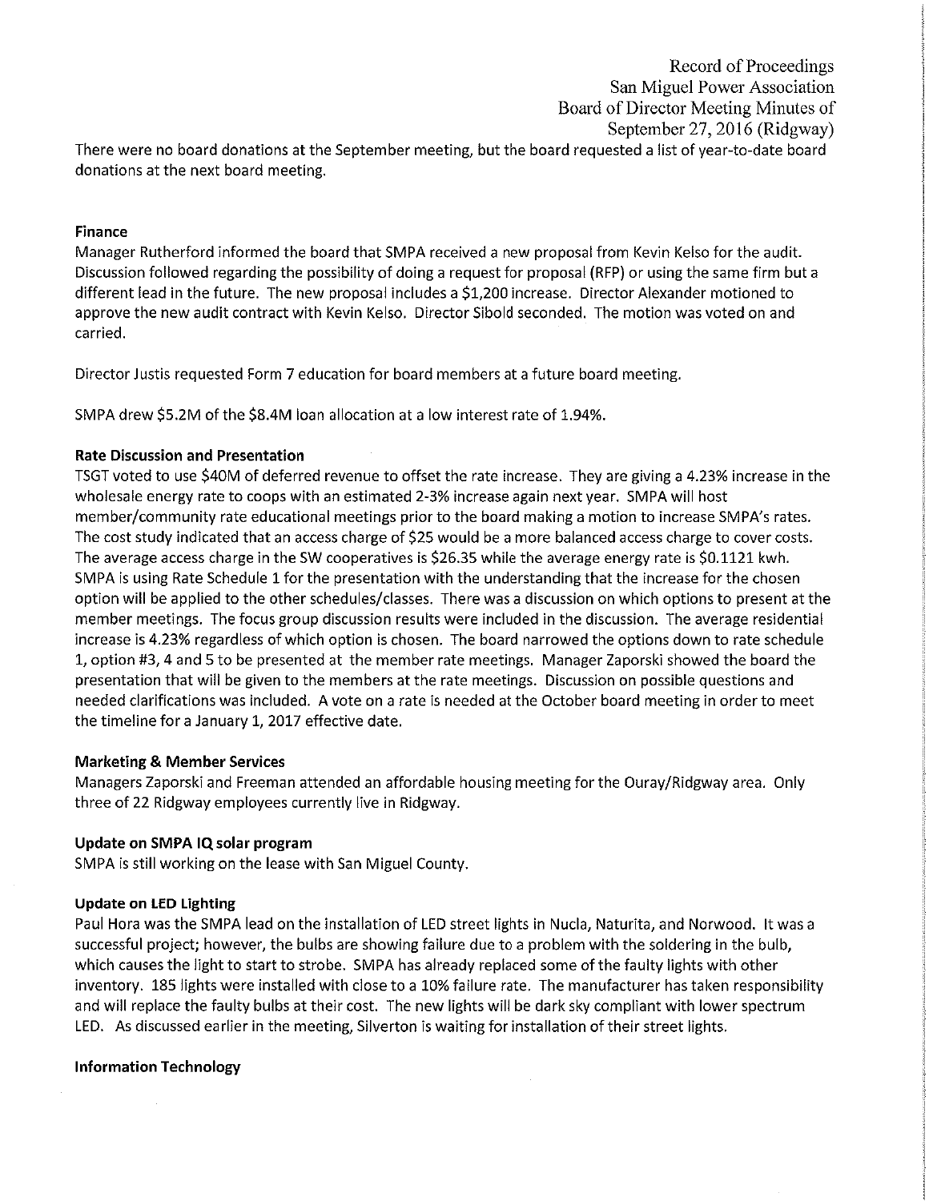There were no board donations at the September meeting, but the board requested a list of year-to-date board donations at the next board meeting.

### Finance

Manager Rutherford informed the board that SMPA received a new proposal from Kevin Kelso for the audit. Discussion followed regarding the possibility of doing a request for proposal (RFP) or using the same firm but a different lead in the future. The new proposal includes a $1,200 increase. Director Alexander motioned to approve the new audit contract with Kevin Kelso. Director Sibold seconded. The motion was voted on and carried.

Director Justis requested Form 7 education for board members at a future board meeting.

SMPA drew $5.2M of the $8.4M loan allocation at a low interest rate of 1.94%.

### Rate Discussion and Presentation

TSGT voted to use $40M of deferred revenue to offset the rate increase. They are giving a 4.23% increase in the wholesale energy rate to coops with an estimated 2-3% increase again next year. SMPA will host member/community rate educational meetings prior to the board making a motion to increase SMPA's rates. The cost study indicated that an access charge of $25 would be a more balanced access charge to cover costs. The average access charge in the SW cooperatives is $26.35 while the average energy rate is $0.1121 kwh. SMPA is using Rate Schedule 1 for the presentation with the understanding that the increase for the chosen option will be applied to the other schedules/classes. There was a discussion on which options to present at the member meetings. The focus group discussion results were included in the discussion. The average residential increase is 4.23% regardless of which option is chosen. The board narrowed the options down to rate schedule 1, option #3, 4 and 5 to be presented at the member rate meetings. Manager Zaporski showed the board the presentation that will be given to the members at the rate meetings. Discussion on possible questions and needed clarifications was included. A vote on a rate is needed at the October board meeting in order to meet the timeline for a January 1, 2017 effective date.

### Marketing & Member Services

Managers Zaporski and Freeman attended an affordable housing meeting for the Ouray/Ridgway area. Only three of 22 Ridgway employees currently live in Ridgway.

### Update on SMPA IQ solar program

SMPA is still working on the lease with San Miguel County.

### Update on LED Lighting

Paul Hora was the SMPA lead on the installation of LED street lights in Nucla, Naturita, and Norwood. It was a successful project; however, the bulbs are showing failure due to a problem with the soldering in the bulb, which causes the light to start to strobe. SMPA has already replaced some of the faulty lights with other inventory. 185 lights were installed with close to a 10% failure rate. The manufacturer has taken responsibility and will replace the faulty bulbs at their cost. The new lights will be dark sky compliant with lower spectrum LED. As discussed earlier in the meeting, Silverton is waiting for installation of their street lights.

### Information Technology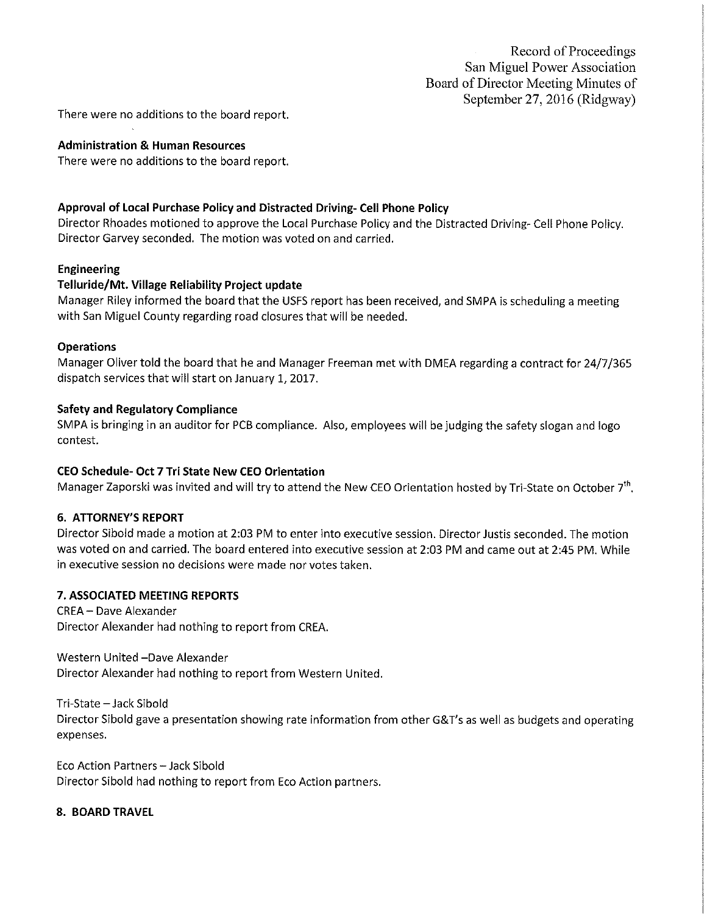There were no additions to the board report.

**Administration & Human Resources**

There were no additions to the board report.

**Approval of Local Purchase Policy and Distracted Driving- Cell Phone Policy**

Director Rhoades motioned to approve the Local Purchase Policy and the Distracted Driving- Cell Phone Policy. Director Garvey seconded. The motion was voted on and carried.

**Engineering**

**Telluride/Mt. Village Reliability Project update**

Manager Riley informed the board that the USFS report has been received, and SMPA is scheduling a meeting with San Miguel County regarding road closures that will be needed.

**Operations**

Manager Oliver told the board that he and Manager Freeman met with DMEA regarding a contract for 24/7/365 dispatch services that will start on January 1, 2017.

**Safety and Regulatory Compliance**

SMPA is bringing in an auditor for PCB compliance. Also, employees will be judging the safety slogan and logo contest.

**CEO Schedule- Oct 7 Tri State New CEO Orientation**

Manager Zaporski was invited and will try to attend the New CEO Orientation hosted by Tri-State on October 7th.

**6. ATTORNEY'S REPORT**

Director Sibold made a motion at 2:03 PM to enter into executive session. Director Justis seconded. The motion was voted on and carried. The board entered into executive session at 2:03 PM and came out at 2:45 PM. While in executive session no decisions were made nor votes taken.

**7. ASSOCIATED MEETING REPORTS**

CREA – Dave Alexander
Director Alexander had nothing to report from CREA.

Western United –Dave Alexander
Director Alexander had nothing to report from Western United.

Tri-State – Jack Sibold
Director Sibold gave a presentation showing rate information from other G&T's as well as budgets and operating expenses.

Eco Action Partners – Jack Sibold
Director Sibold had nothing to report from Eco Action partners.

**8. BOARD TRAVEL**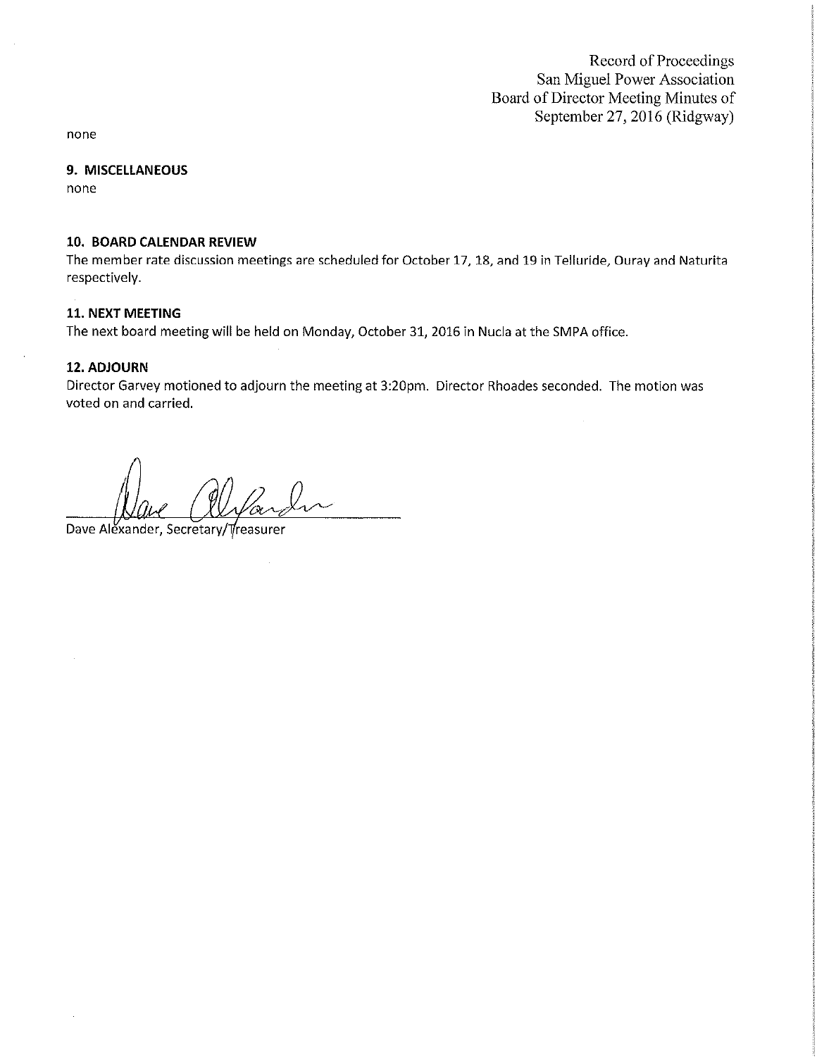none

**9. MISCELLANEOUS**

none

**10. BOARD CALENDAR REVIEW**

The member rate discussion meetings are scheduled for October 17, 18, and 19 in Telluride, Ouray and Naturita respectively.

**11. NEXT MEETING**

The next board meeting will be held on Monday, October 31, 2016 in Nucla at the SMPA office.

**12. ADJOURN**

Director Garvey motioned to adjourn the meeting at 3:20pm. Director Rhoades seconded. The motion was voted on and carried.

Dave Alexander, Secretary/Treasurer